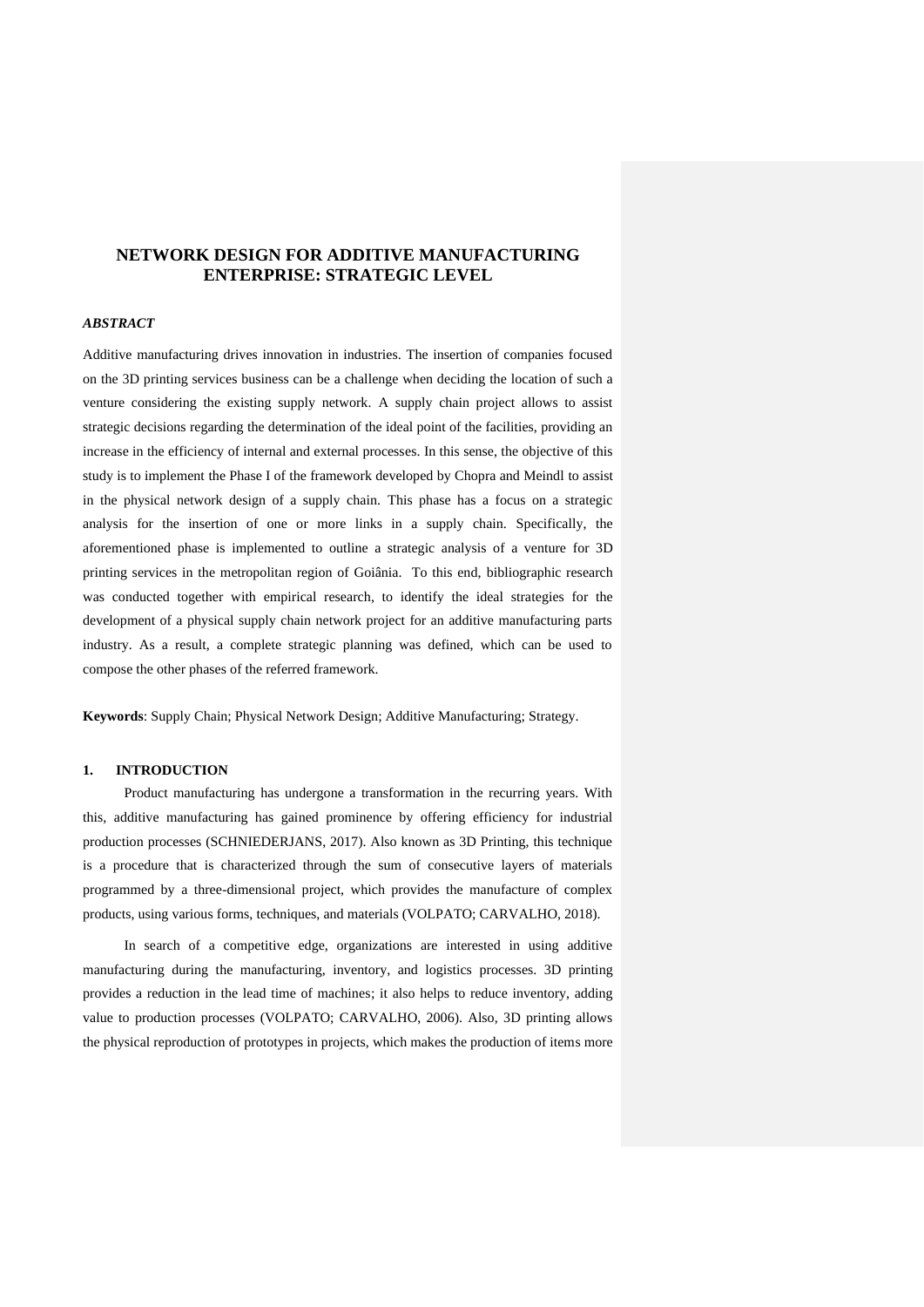# NETWORK DESIGN FOR ADDITIVE MANUFACTURING ENTERPRISE: STRATEGIC LEVEL

***ABSTRACT***

Additive manufacturing drives innovation in industries. The insertion of companies focused on the 3D printing services business can be a challenge when deciding the location of such a venture considering the existing supply network. A supply chain project allows to assist strategic decisions regarding the determination of the ideal point of the facilities, providing an increase in the efficiency of internal and external processes. In this sense, the objective of this study is to implement the Phase I of the framework developed by Chopra and Meindl to assist in the physical network design of a supply chain. This phase has a focus on a strategic analysis for the insertion of one or more links in a supply chain. Specifically, the aforementioned phase is implemented to outline a strategic analysis of a venture for 3D printing services in the metropolitan region of Goiânia. To this end, bibliographic research was conducted together with empirical research, to identify the ideal strategies for the development of a physical supply chain network project for an additive manufacturing parts industry. As a result, a complete strategic planning was defined, which can be used to compose the other phases of the referred framework.

**Keywords**: Supply Chain; Physical Network Design; Additive Manufacturing; Strategy.

## 1. INTRODUCTION

Product manufacturing has undergone a transformation in the recurring years. With this, additive manufacturing has gained prominence by offering efficiency for industrial production processes (SCHNIEDERJANS, 2017). Also known as 3D Printing, this technique is a procedure that is characterized through the sum of consecutive layers of materials programmed by a three-dimensional project, which provides the manufacture of complex products, using various forms, techniques, and materials (VOLPATO; CARVALHO, 2018).

In search of a competitive edge, organizations are interested in using additive manufacturing during the manufacturing, inventory, and logistics processes. 3D printing provides a reduction in the lead time of machines; it also helps to reduce inventory, adding value to production processes (VOLPATO; CARVALHO, 2006). Also, 3D printing allows the physical reproduction of prototypes in projects, which makes the production of items more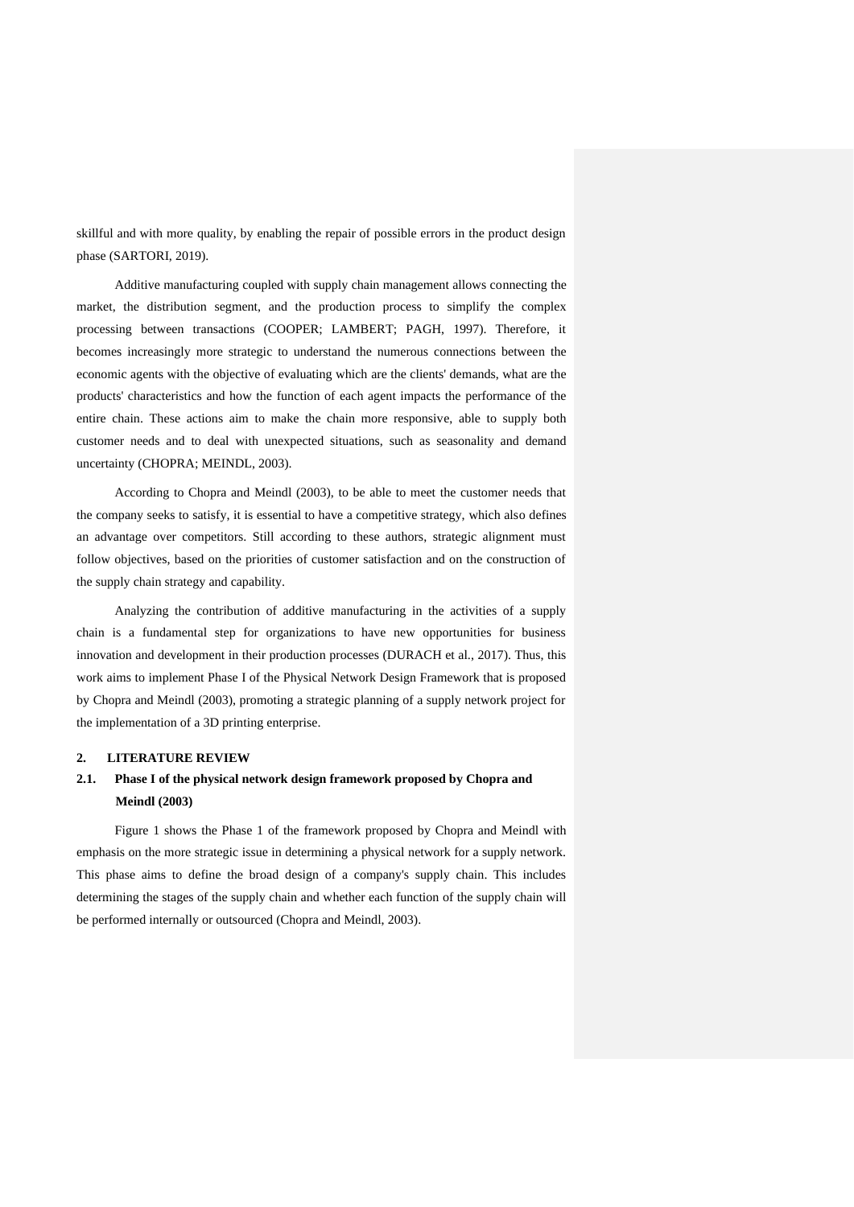skillful and with more quality, by enabling the repair of possible errors in the product design phase (SARTORI, 2019).

Additive manufacturing coupled with supply chain management allows connecting the market, the distribution segment, and the production process to simplify the complex processing between transactions (COOPER; LAMBERT; PAGH, 1997). Therefore, it becomes increasingly more strategic to understand the numerous connections between the economic agents with the objective of evaluating which are the clients' demands, what are the products' characteristics and how the function of each agent impacts the performance of the entire chain. These actions aim to make the chain more responsive, able to supply both customer needs and to deal with unexpected situations, such as seasonality and demand uncertainty (CHOPRA; MEINDL, 2003).

According to Chopra and Meindl (2003), to be able to meet the customer needs that the company seeks to satisfy, it is essential to have a competitive strategy, which also defines an advantage over competitors. Still according to these authors, strategic alignment must follow objectives, based on the priorities of customer satisfaction and on the construction of the supply chain strategy and capability.

Analyzing the contribution of additive manufacturing in the activities of a supply chain is a fundamental step for organizations to have new opportunities for business innovation and development in their production processes (DURACH et al., 2017). Thus, this work aims to implement Phase I of the Physical Network Design Framework that is proposed by Chopra and Meindl (2003), promoting a strategic planning of a supply network project for the implementation of a 3D printing enterprise.

## 2. LITERATURE REVIEW

### 2.1. Phase I of the physical network design framework proposed by Chopra and Meindl (2003)

Figure 1 shows the Phase 1 of the framework proposed by Chopra and Meindl with emphasis on the more strategic issue in determining a physical network for a supply network. This phase aims to define the broad design of a company's supply chain. This includes determining the stages of the supply chain and whether each function of the supply chain will be performed internally or outsourced (Chopra and Meindl, 2003).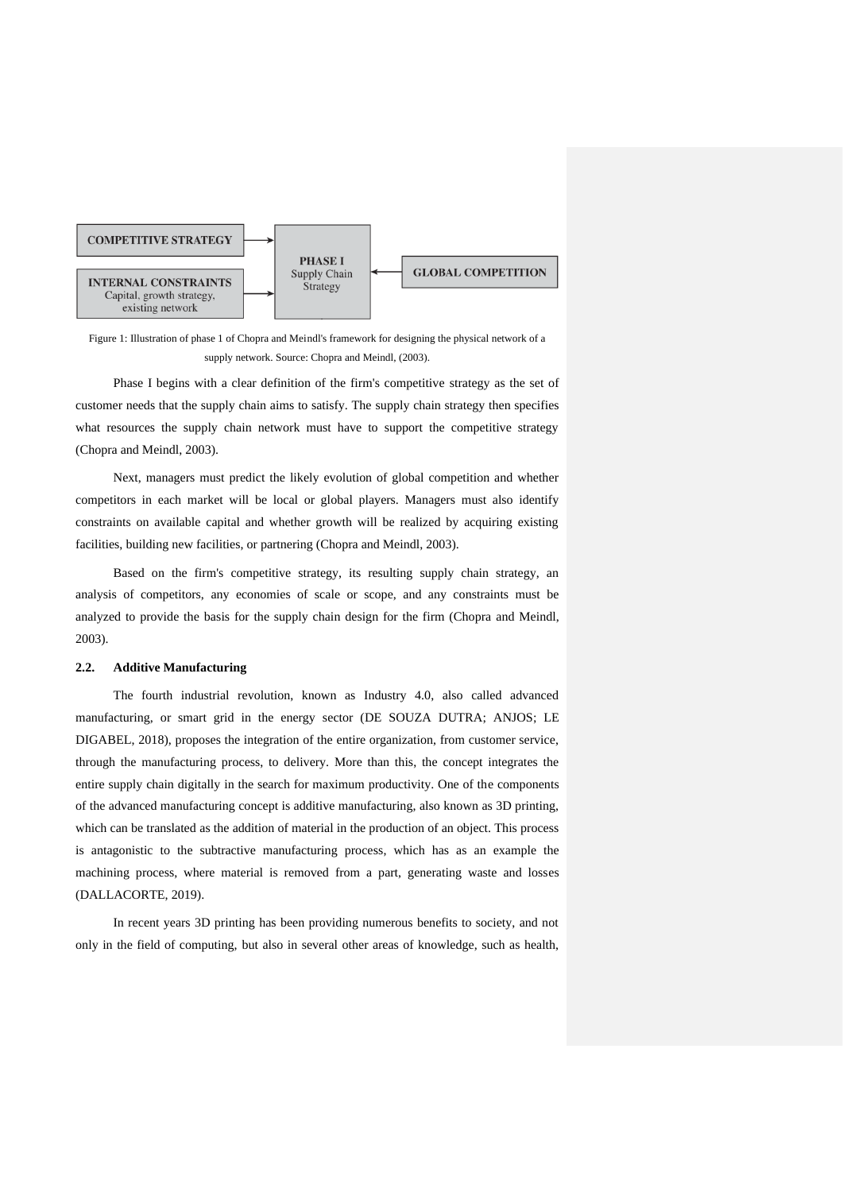COMPETITIVE STRATEGY

INTERNAL CONSTRAINTS
Capital, growth strategy, existing network

PHASE I
Supply Chain Strategy

GLOBAL COMPETITION

Figure 1: Illustration of phase 1 of Chopra and Meindl's framework for designing the physical network of a supply network. Source: Chopra and Meindl, (2003).

Phase I begins with a clear definition of the firm's competitive strategy as the set of customer needs that the supply chain aims to satisfy. The supply chain strategy then specifies what resources the supply chain network must have to support the competitive strategy (Chopra and Meindl, 2003).

Next, managers must predict the likely evolution of global competition and whether competitors in each market will be local or global players. Managers must also identify constraints on available capital and whether growth will be realized by acquiring existing facilities, building new facilities, or partnering (Chopra and Meindl, 2003).

Based on the firm's competitive strategy, its resulting supply chain strategy, an analysis of competitors, any economies of scale or scope, and any constraints must be analyzed to provide the basis for the supply chain design for the firm (Chopra and Meindl, 2003).

## 2.2. Additive Manufacturing

The fourth industrial revolution, known as Industry 4.0, also called advanced manufacturing, or smart grid in the energy sector (DE SOUZA DUTRA; ANJOS; LE DIGABEL, 2018), proposes the integration of the entire organization, from customer service, through the manufacturing process, to delivery. More than this, the concept integrates the entire supply chain digitally in the search for maximum productivity. One of the components of the advanced manufacturing concept is additive manufacturing, also known as 3D printing, which can be translated as the addition of material in the production of an object. This process is antagonistic to the subtractive manufacturing process, which has as an example the machining process, where material is removed from a part, generating waste and losses (DALLACORTE, 2019).

In recent years 3D printing has been providing numerous benefits to society, and not only in the field of computing, but also in several other areas of knowledge, such as health,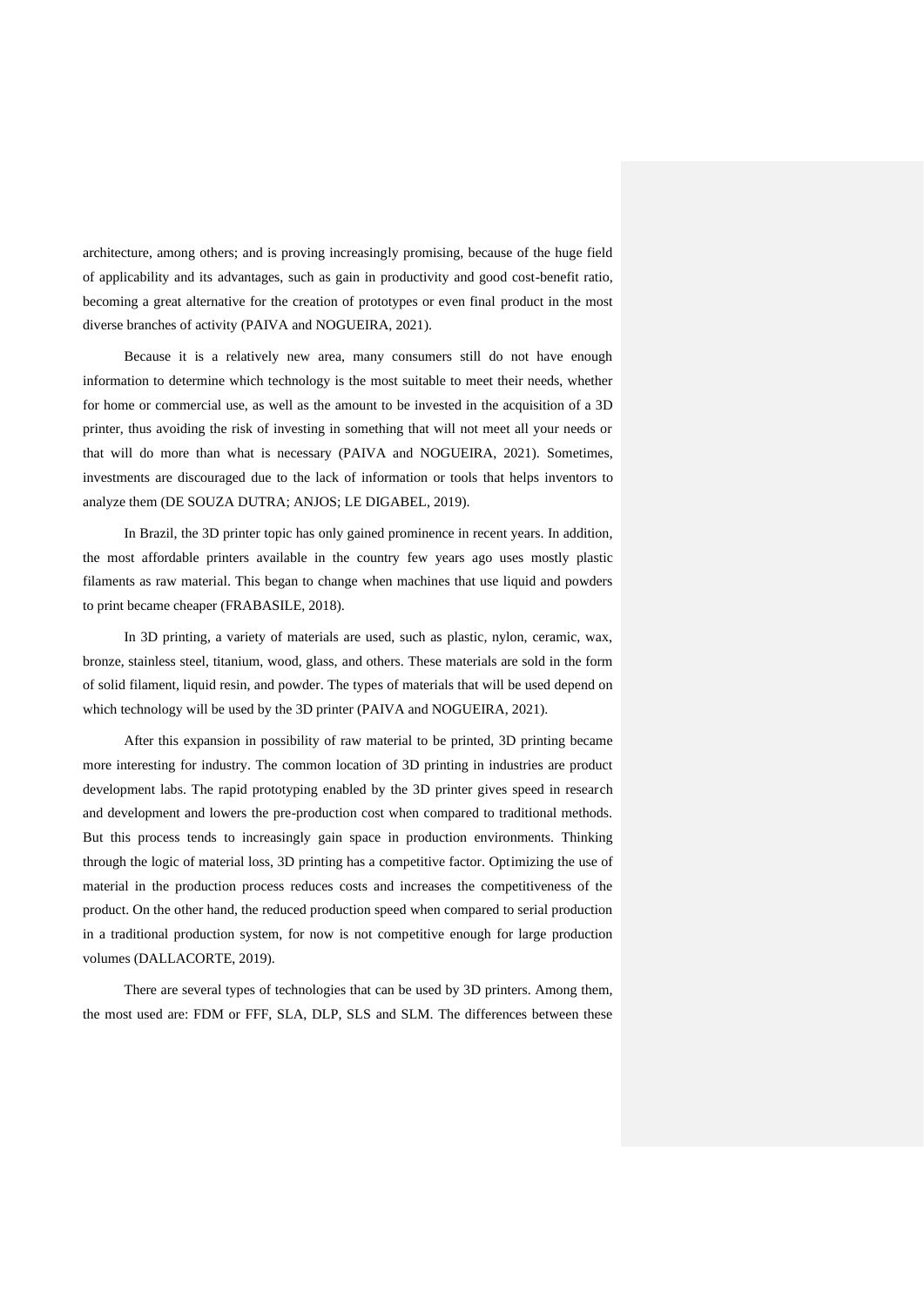architecture, among others; and is proving increasingly promising, because of the huge field of applicability and its advantages, such as gain in productivity and good cost-benefit ratio, becoming a great alternative for the creation of prototypes or even final product in the most diverse branches of activity (PAIVA and NOGUEIRA, 2021).

Because it is a relatively new area, many consumers still do not have enough information to determine which technology is the most suitable to meet their needs, whether for home or commercial use, as well as the amount to be invested in the acquisition of a 3D printer, thus avoiding the risk of investing in something that will not meet all your needs or that will do more than what is necessary (PAIVA and NOGUEIRA, 2021). Sometimes, investments are discouraged due to the lack of information or tools that helps inventors to analyze them (DE SOUZA DUTRA; ANJOS; LE DIGABEL, 2019).

In Brazil, the 3D printer topic has only gained prominence in recent years. In addition, the most affordable printers available in the country few years ago uses mostly plastic filaments as raw material. This began to change when machines that use liquid and powders to print became cheaper (FRABASILE, 2018).

In 3D printing, a variety of materials are used, such as plastic, nylon, ceramic, wax, bronze, stainless steel, titanium, wood, glass, and others. These materials are sold in the form of solid filament, liquid resin, and powder. The types of materials that will be used depend on which technology will be used by the 3D printer (PAIVA and NOGUEIRA, 2021).

After this expansion in possibility of raw material to be printed, 3D printing became more interesting for industry. The common location of 3D printing in industries are product development labs. The rapid prototyping enabled by the 3D printer gives speed in research and development and lowers the pre-production cost when compared to traditional methods. But this process tends to increasingly gain space in production environments. Thinking through the logic of material loss, 3D printing has a competitive factor. Optimizing the use of material in the production process reduces costs and increases the competitiveness of the product. On the other hand, the reduced production speed when compared to serial production in a traditional production system, for now is not competitive enough for large production volumes (DALLACORTE, 2019).

There are several types of technologies that can be used by 3D printers. Among them, the most used are: FDM or FFF, SLA, DLP, SLS and SLM. The differences between these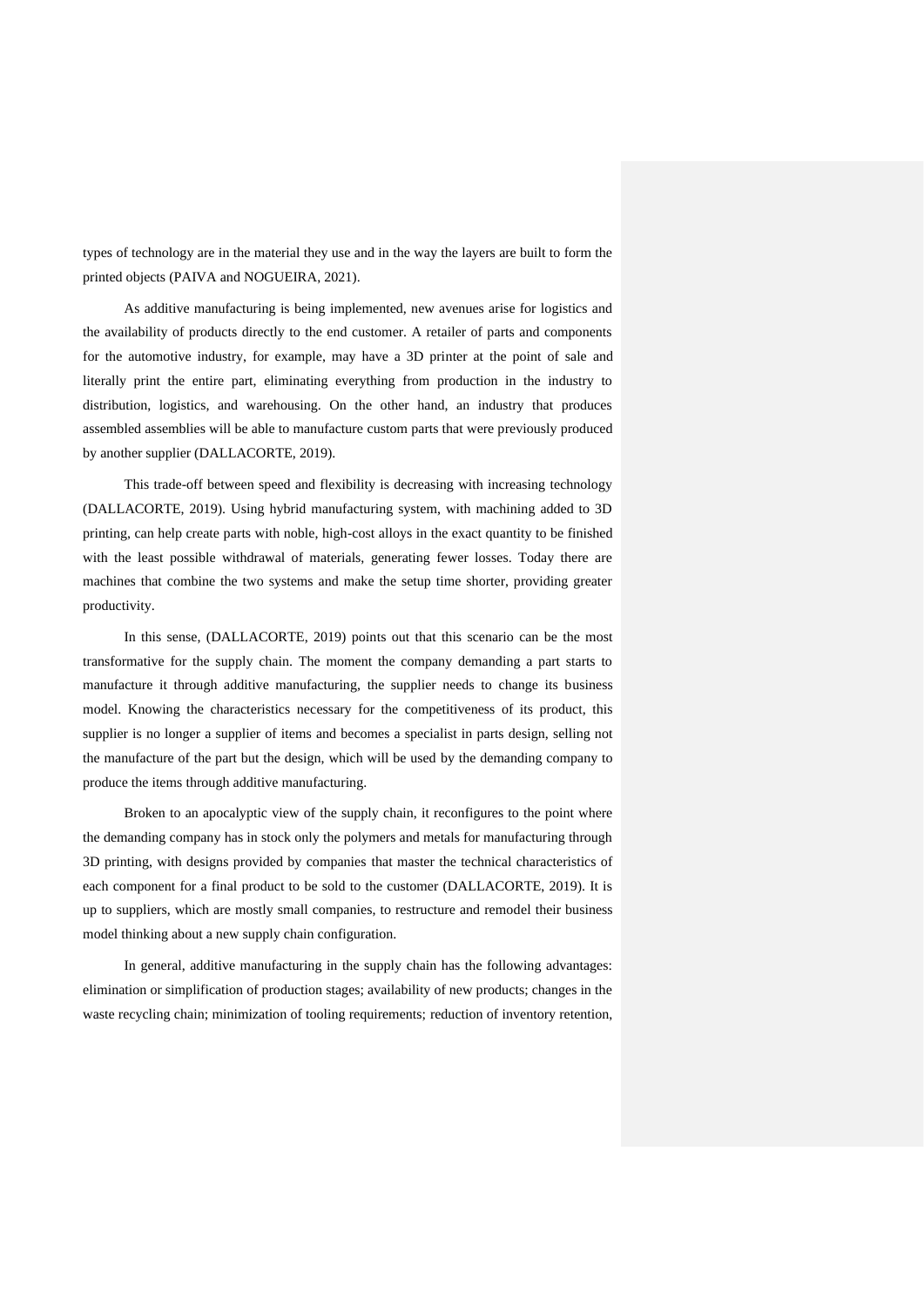types of technology are in the material they use and in the way the layers are built to form the printed objects (PAIVA and NOGUEIRA, 2021).

As additive manufacturing is being implemented, new avenues arise for logistics and the availability of products directly to the end customer. A retailer of parts and components for the automotive industry, for example, may have a 3D printer at the point of sale and literally print the entire part, eliminating everything from production in the industry to distribution, logistics, and warehousing. On the other hand, an industry that produces assembled assemblies will be able to manufacture custom parts that were previously produced by another supplier (DALLACORTE, 2019).

This trade-off between speed and flexibility is decreasing with increasing technology (DALLACORTE, 2019). Using hybrid manufacturing system, with machining added to 3D printing, can help create parts with noble, high-cost alloys in the exact quantity to be finished with the least possible withdrawal of materials, generating fewer losses. Today there are machines that combine the two systems and make the setup time shorter, providing greater productivity.

In this sense, (DALLACORTE, 2019) points out that this scenario can be the most transformative for the supply chain. The moment the company demanding a part starts to manufacture it through additive manufacturing, the supplier needs to change its business model. Knowing the characteristics necessary for the competitiveness of its product, this supplier is no longer a supplier of items and becomes a specialist in parts design, selling not the manufacture of the part but the design, which will be used by the demanding company to produce the items through additive manufacturing.

Broken to an apocalyptic view of the supply chain, it reconfigures to the point where the demanding company has in stock only the polymers and metals for manufacturing through 3D printing, with designs provided by companies that master the technical characteristics of each component for a final product to be sold to the customer (DALLACORTE, 2019). It is up to suppliers, which are mostly small companies, to restructure and remodel their business model thinking about a new supply chain configuration.

In general, additive manufacturing in the supply chain has the following advantages: elimination or simplification of production stages; availability of new products; changes in the waste recycling chain; minimization of tooling requirements; reduction of inventory retention,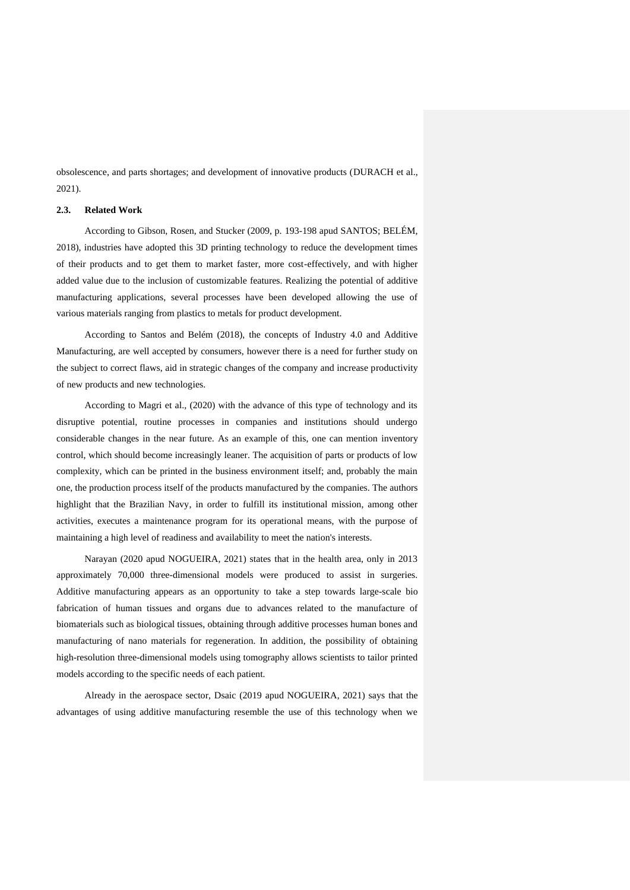obsolescence, and parts shortages; and development of innovative products (DURACH et al., 2021).

### 2.3. Related Work

According to Gibson, Rosen, and Stucker (2009, p. 193-198 apud SANTOS; BELÉM, 2018), industries have adopted this 3D printing technology to reduce the development times of their products and to get them to market faster, more cost-effectively, and with higher added value due to the inclusion of customizable features. Realizing the potential of additive manufacturing applications, several processes have been developed allowing the use of various materials ranging from plastics to metals for product development.

According to Santos and Belém (2018), the concepts of Industry 4.0 and Additive Manufacturing, are well accepted by consumers, however there is a need for further study on the subject to correct flaws, aid in strategic changes of the company and increase productivity of new products and new technologies.

According to Magri et al., (2020) with the advance of this type of technology and its disruptive potential, routine processes in companies and institutions should undergo considerable changes in the near future. As an example of this, one can mention inventory control, which should become increasingly leaner. The acquisition of parts or products of low complexity, which can be printed in the business environment itself; and, probably the main one, the production process itself of the products manufactured by the companies. The authors highlight that the Brazilian Navy, in order to fulfill its institutional mission, among other activities, executes a maintenance program for its operational means, with the purpose of maintaining a high level of readiness and availability to meet the nation's interests.

Narayan (2020 apud NOGUEIRA, 2021) states that in the health area, only in 2013 approximately 70,000 three-dimensional models were produced to assist in surgeries. Additive manufacturing appears as an opportunity to take a step towards large-scale bio fabrication of human tissues and organs due to advances related to the manufacture of biomaterials such as biological tissues, obtaining through additive processes human bones and manufacturing of nano materials for regeneration. In addition, the possibility of obtaining high-resolution three-dimensional models using tomography allows scientists to tailor printed models according to the specific needs of each patient.

Already in the aerospace sector, Dsaic (2019 apud NOGUEIRA, 2021) says that the advantages of using additive manufacturing resemble the use of this technology when we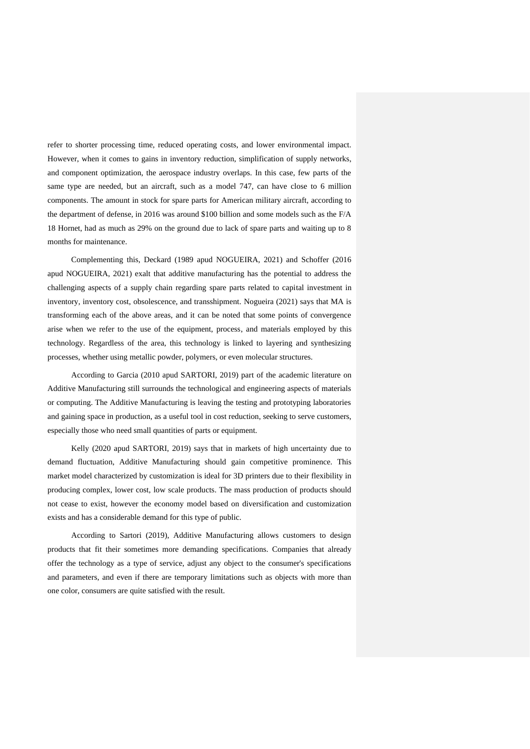refer to shorter processing time, reduced operating costs, and lower environmental impact. However, when it comes to gains in inventory reduction, simplification of supply networks, and component optimization, the aerospace industry overlaps. In this case, few parts of the same type are needed, but an aircraft, such as a model 747, can have close to 6 million components. The amount in stock for spare parts for American military aircraft, according to the department of defense, in 2016 was around $100 billion and some models such as the F/A 18 Hornet, had as much as 29% on the ground due to lack of spare parts and waiting up to 8 months for maintenance.

Complementing this, Deckard (1989 apud NOGUEIRA, 2021) and Schoffer (2016 apud NOGUEIRA, 2021) exalt that additive manufacturing has the potential to address the challenging aspects of a supply chain regarding spare parts related to capital investment in inventory, inventory cost, obsolescence, and transshipment. Nogueira (2021) says that MA is transforming each of the above areas, and it can be noted that some points of convergence arise when we refer to the use of the equipment, process, and materials employed by this technology. Regardless of the area, this technology is linked to layering and synthesizing processes, whether using metallic powder, polymers, or even molecular structures.

According to Garcia (2010 apud SARTORI, 2019) part of the academic literature on Additive Manufacturing still surrounds the technological and engineering aspects of materials or computing. The Additive Manufacturing is leaving the testing and prototyping laboratories and gaining space in production, as a useful tool in cost reduction, seeking to serve customers, especially those who need small quantities of parts or equipment.

Kelly (2020 apud SARTORI, 2019) says that in markets of high uncertainty due to demand fluctuation, Additive Manufacturing should gain competitive prominence. This market model characterized by customization is ideal for 3D printers due to their flexibility in producing complex, lower cost, low scale products. The mass production of products should not cease to exist, however the economy model based on diversification and customization exists and has a considerable demand for this type of public.

According to Sartori (2019), Additive Manufacturing allows customers to design products that fit their sometimes more demanding specifications. Companies that already offer the technology as a type of service, adjust any object to the consumer's specifications and parameters, and even if there are temporary limitations such as objects with more than one color, consumers are quite satisfied with the result.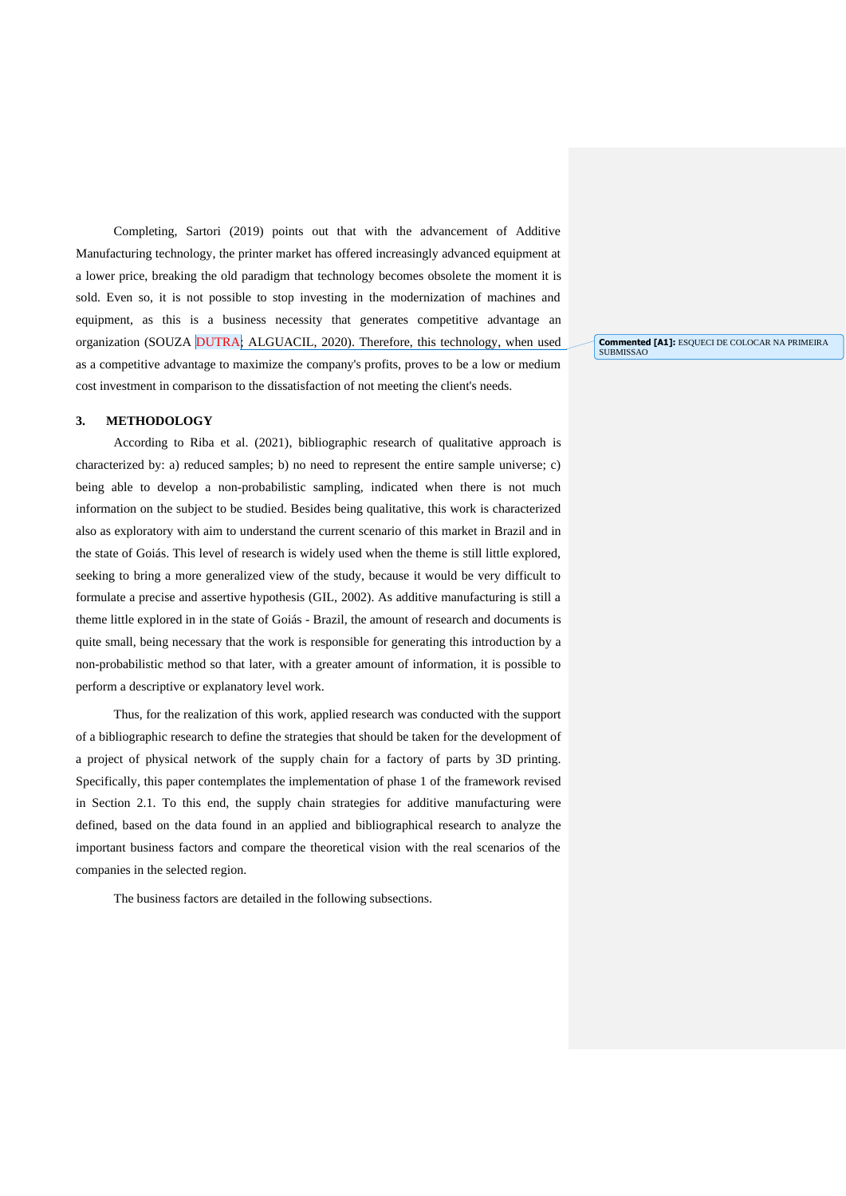Completing, Sartori (2019) points out that with the advancement of Additive Manufacturing technology, the printer market has offered increasingly advanced equipment at a lower price, breaking the old paradigm that technology becomes obsolete the moment it is sold. Even so, it is not possible to stop investing in the modernization of machines and equipment, as this is a business necessity that generates competitive advantage an organization (SOUZA DUTRA; ALGUACIL, 2020). Therefore, this technology, when used as a competitive advantage to maximize the company's profits, proves to be a low or medium cost investment in comparison to the dissatisfaction of not meeting the client's needs.

**Commented [A1]:** ESQUECI DE COLOCAR NA PRIMEIRA SUBMISSAO

## 3. METHODOLOGY

According to Riba et al. (2021), bibliographic research of qualitative approach is characterized by: a) reduced samples; b) no need to represent the entire sample universe; c) being able to develop a non-probabilistic sampling, indicated when there is not much information on the subject to be studied. Besides being qualitative, this work is characterized also as exploratory with aim to understand the current scenario of this market in Brazil and in the state of Goiás. This level of research is widely used when the theme is still little explored, seeking to bring a more generalized view of the study, because it would be very difficult to formulate a precise and assertive hypothesis (GIL, 2002). As additive manufacturing is still a theme little explored in in the state of Goiás - Brazil, the amount of research and documents is quite small, being necessary that the work is responsible for generating this introduction by a non-probabilistic method so that later, with a greater amount of information, it is possible to perform a descriptive or explanatory level work.

Thus, for the realization of this work, applied research was conducted with the support of a bibliographic research to define the strategies that should be taken for the development of a project of physical network of the supply chain for a factory of parts by 3D printing. Specifically, this paper contemplates the implementation of phase 1 of the framework revised in Section 2.1. To this end, the supply chain strategies for additive manufacturing were defined, based on the data found in an applied and bibliographical research to analyze the important business factors and compare the theoretical vision with the real scenarios of the companies in the selected region.

The business factors are detailed in the following subsections.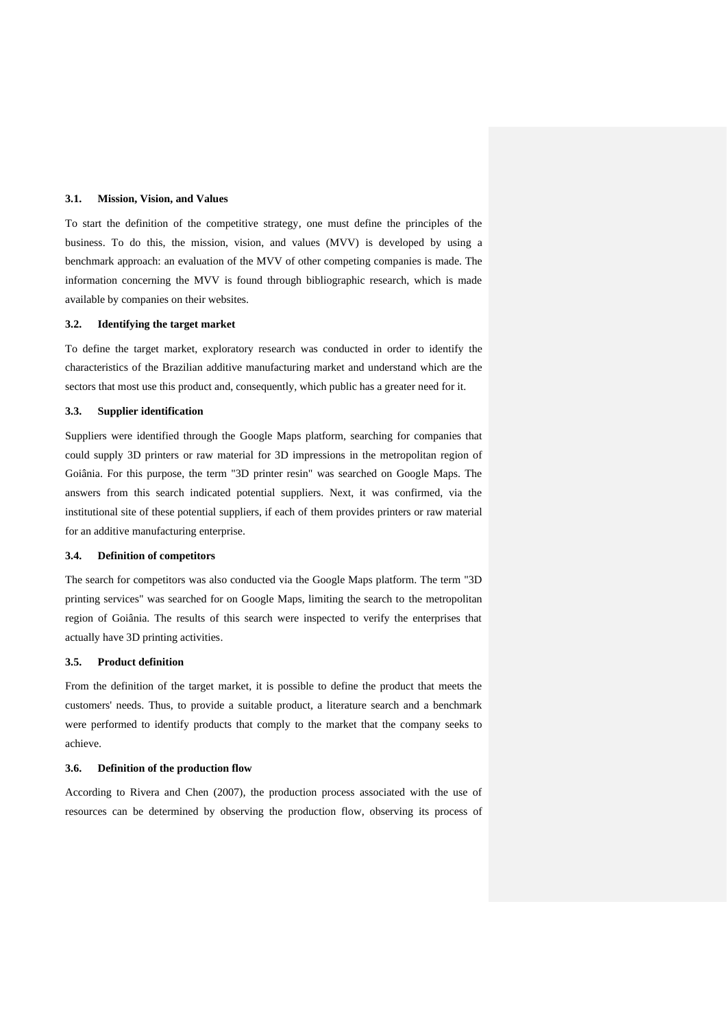### 3.1. Mission, Vision, and Values

To start the definition of the competitive strategy, one must define the principles of the business. To do this, the mission, vision, and values (MVV) is developed by using a benchmark approach: an evaluation of the MVV of other competing companies is made. The information concerning the MVV is found through bibliographic research, which is made available by companies on their websites.

### 3.2. Identifying the target market

To define the target market, exploratory research was conducted in order to identify the characteristics of the Brazilian additive manufacturing market and understand which are the sectors that most use this product and, consequently, which public has a greater need for it.

### 3.3. Supplier identification

Suppliers were identified through the Google Maps platform, searching for companies that could supply 3D printers or raw material for 3D impressions in the metropolitan region of Goiânia. For this purpose, the term "3D printer resin" was searched on Google Maps. The answers from this search indicated potential suppliers. Next, it was confirmed, via the institutional site of these potential suppliers, if each of them provides printers or raw material for an additive manufacturing enterprise.

### 3.4. Definition of competitors

The search for competitors was also conducted via the Google Maps platform. The term "3D printing services" was searched for on Google Maps, limiting the search to the metropolitan region of Goiânia. The results of this search were inspected to verify the enterprises that actually have 3D printing activities.

### 3.5. Product definition

From the definition of the target market, it is possible to define the product that meets the customers' needs. Thus, to provide a suitable product, a literature search and a benchmark were performed to identify products that comply to the market that the company seeks to achieve.

### 3.6. Definition of the production flow

According to Rivera and Chen (2007), the production process associated with the use of resources can be determined by observing the production flow, observing its process of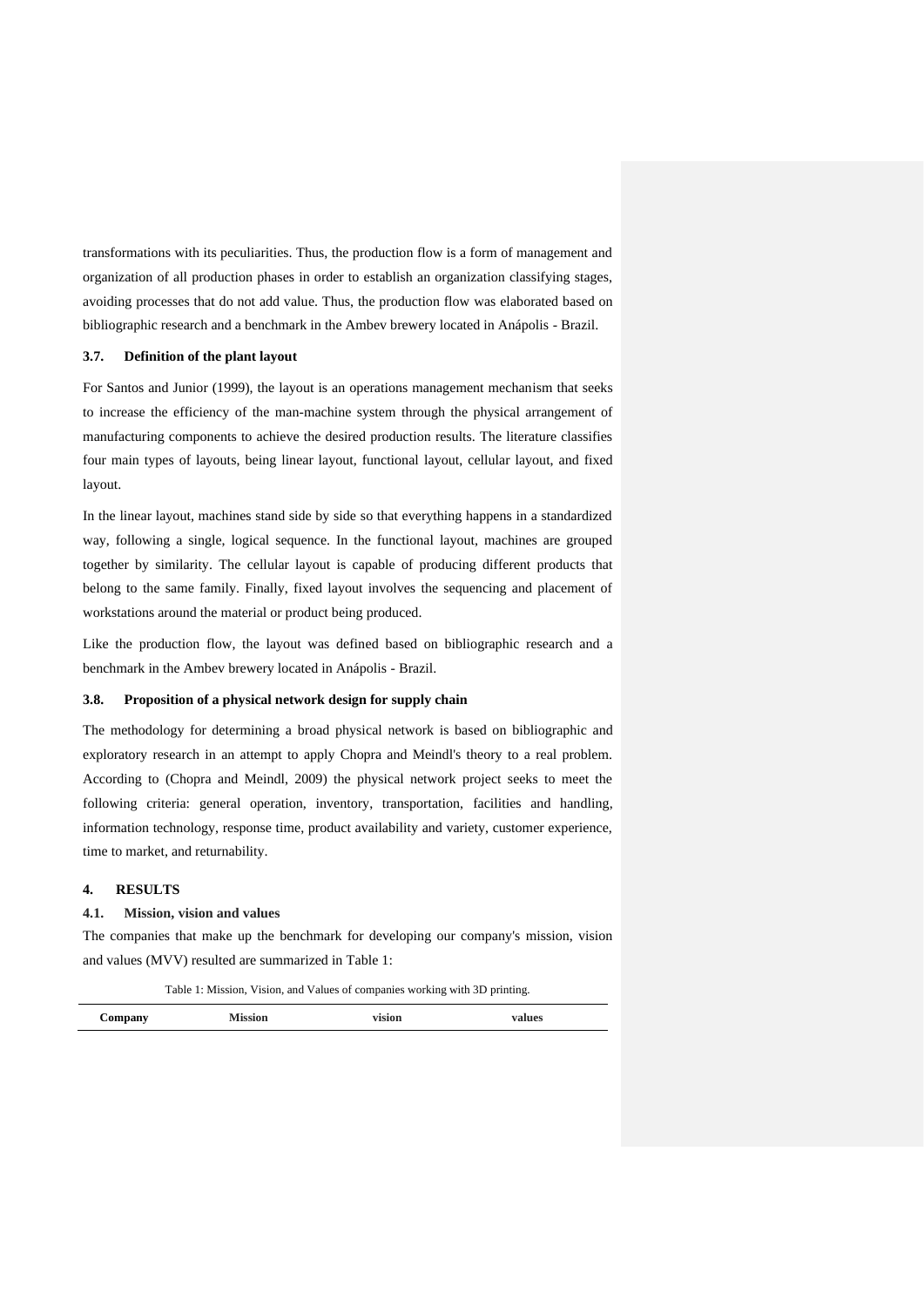transformations with its peculiarities. Thus, the production flow is a form of management and organization of all production phases in order to establish an organization classifying stages, avoiding processes that do not add value. Thus, the production flow was elaborated based on bibliographic research and a benchmark in the Ambev brewery located in Anápolis - Brazil.

### 3.7. Definition of the plant layout

For Santos and Junior (1999), the layout is an operations management mechanism that seeks to increase the efficiency of the man-machine system through the physical arrangement of manufacturing components to achieve the desired production results. The literature classifies four main types of layouts, being linear layout, functional layout, cellular layout, and fixed layout.

In the linear layout, machines stand side by side so that everything happens in a standardized way, following a single, logical sequence. In the functional layout, machines are grouped together by similarity. The cellular layout is capable of producing different products that belong to the same family. Finally, fixed layout involves the sequencing and placement of workstations around the material or product being produced.

Like the production flow, the layout was defined based on bibliographic research and a benchmark in the Ambev brewery located in Anápolis - Brazil.

### 3.8. Proposition of a physical network design for supply chain

The methodology for determining a broad physical network is based on bibliographic and exploratory research in an attempt to apply Chopra and Meindl's theory to a real problem. According to (Chopra and Meindl, 2009) the physical network project seeks to meet the following criteria: general operation, inventory, transportation, facilities and handling, information technology, response time, product availability and variety, customer experience, time to market, and returnability.

## 4. RESULTS

### 4.1. Mission, vision and values

The companies that make up the benchmark for developing our company's mission, vision and values (MVV) resulted are summarized in Table 1:

Table 1: Mission, Vision, and Values of companies working with 3D printing.

| Company | Mission | vision | values |
|---|---|---|---|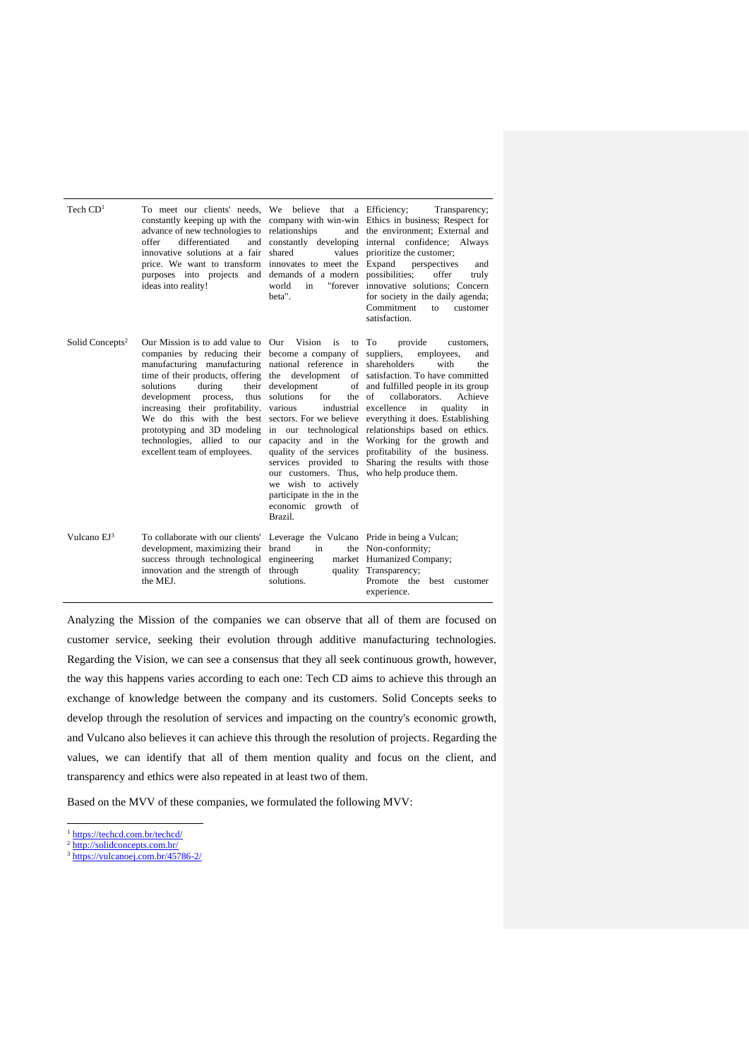| | | | |
|---|---|---|---|
| Tech CD[1] | To meet our clients' needs, constantly keeping up with the advance of new technologies to offer differentiated and innovative solutions at a fair price. We want to transform purposes into projects and ideas into reality! | We believe that a company with win-win relationships and constantly developing shared values innovates to meet the demands of a modern world in "forever beta". | Efficiency; Transparency; Ethics in business; Respect for the environment; External and internal confidence; Always prioritize the customer; Expand perspectives and possibilities; offer truly innovative solutions; Concern for society in the daily agenda; Commitment to customer satisfaction. |
| Solid Concepts[2] | Our Mission is to add value to companies by reducing their manufacturing manufacturing time of their products, offering solutions during their development process, thus increasing their profitability. We do this with the best prototyping and 3D modeling technologies, allied to our excellent team of employees. | Our Vision is to become a company of national reference in the development of development solutions for the various industrial sectors. For we believe in our technological capacity and in the quality of the services services provided to our customers. Thus, we wish to actively participate in the in the economic growth of Brazil. | To provide customers, suppliers, employees, and shareholders with the satisfaction. To have committed and fulfilled people in its group of collaborators. Achieve excellence in quality in everything it does. Establishing relationships based on ethics. Working for the growth and profitability of the business. Sharing the results with those who help produce them. |
| Vulcano EJ[3] | To collaborate with our clients' development, maximizing their success through technological innovation and the strength of the MEJ. | Leverage the Vulcano brand in the engineering market through quality solutions. | Pride in being a Vulcan; Non-conformity; Humanized Company; Transparency; Promote the best customer experience. |

Analyzing the Mission of the companies we can observe that all of them are focused on customer service, seeking their evolution through additive manufacturing technologies. Regarding the Vision, we can see a consensus that they all seek continuous growth, however, the way this happens varies according to each one: Tech CD aims to achieve this through an exchange of knowledge between the company and its customers. Solid Concepts seeks to develop through the resolution of services and impacting on the country's economic growth, and Vulcano also believes it can achieve this through the resolution of projects. Regarding the values, we can identify that all of them mention quality and focus on the client, and transparency and ethics were also repeated in at least two of them.

Based on the MVV of these companies, we formulated the following MVV:

[1] https://techcd.com.br/techcd/

[2] http://solidconcepts.com.br/

[3] https://vulcanoej.com.br/45786-2/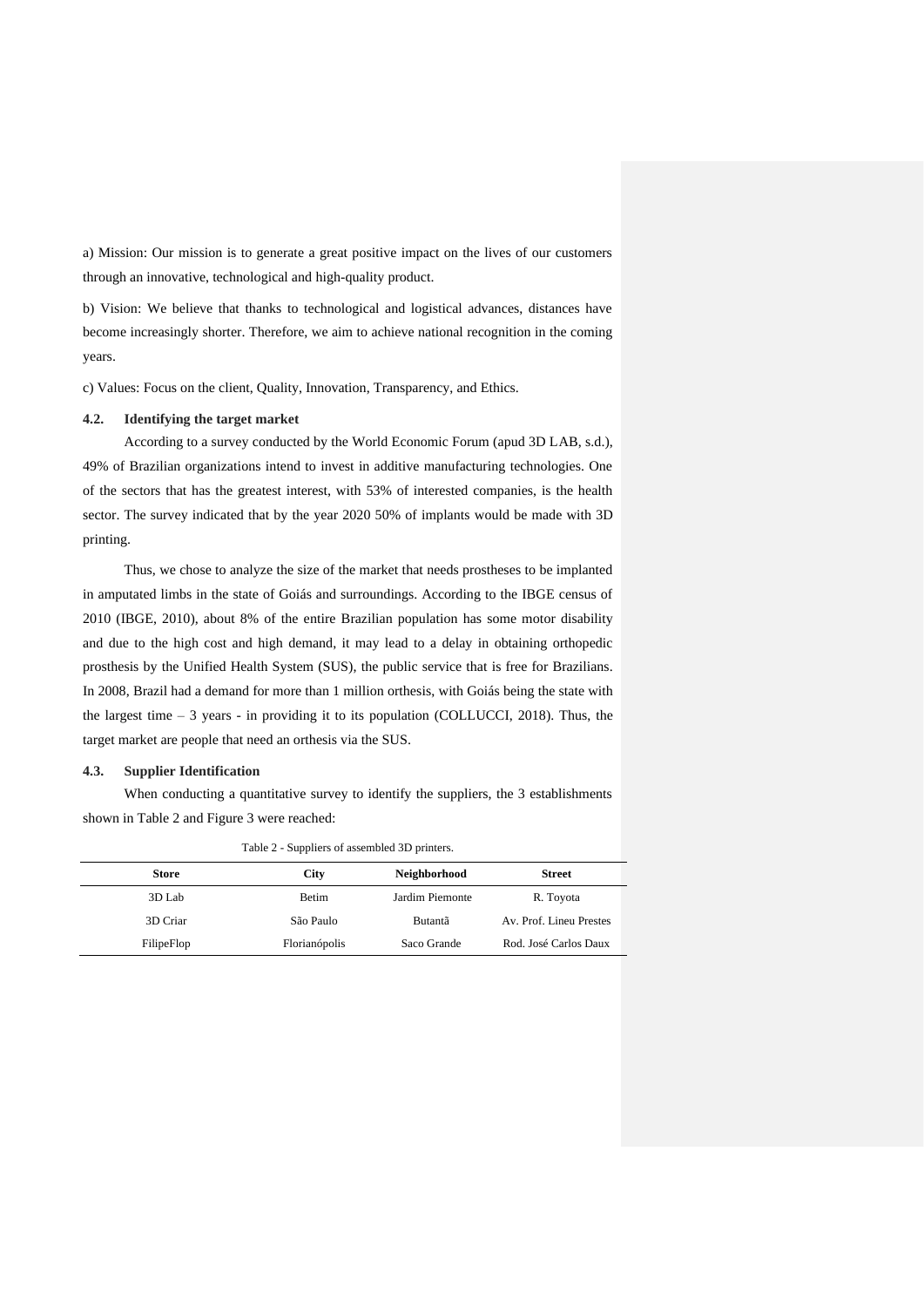a) Mission: Our mission is to generate a great positive impact on the lives of our customers through an innovative, technological and high-quality product.

b) Vision: We believe that thanks to technological and logistical advances, distances have become increasingly shorter. Therefore, we aim to achieve national recognition in the coming years.

c) Values: Focus on the client, Quality, Innovation, Transparency, and Ethics.

### 4.2. Identifying the target market

According to a survey conducted by the World Economic Forum (apud 3D LAB, s.d.), 49% of Brazilian organizations intend to invest in additive manufacturing technologies. One of the sectors that has the greatest interest, with 53% of interested companies, is the health sector. The survey indicated that by the year 2020 50% of implants would be made with 3D printing.

Thus, we chose to analyze the size of the market that needs prostheses to be implanted in amputated limbs in the state of Goiás and surroundings. According to the IBGE census of 2010 (IBGE, 2010), about 8% of the entire Brazilian population has some motor disability and due to the high cost and high demand, it may lead to a delay in obtaining orthopedic prosthesis by the Unified Health System (SUS), the public service that is free for Brazilians. In 2008, Brazil had a demand for more than 1 million orthesis, with Goiás being the state with the largest time – 3 years - in providing it to its population (COLLUCCI, 2018). Thus, the target market are people that need an orthesis via the SUS.

### 4.3. Supplier Identification

When conducting a quantitative survey to identify the suppliers, the 3 establishments shown in Table 2 and Figure 3 were reached:

Table 2 - Suppliers of assembled 3D printers.

| Store | City | Neighborhood | Street |
|---|---|---|---|
| 3D Lab | Betim | Jardim Piemonte | R. Toyota |
| 3D Criar | São Paulo | Butantã | Av. Prof. Lineu Prestes |
| FilipeFlop | Florianópolis | Saco Grande | Rod. José Carlos Daux |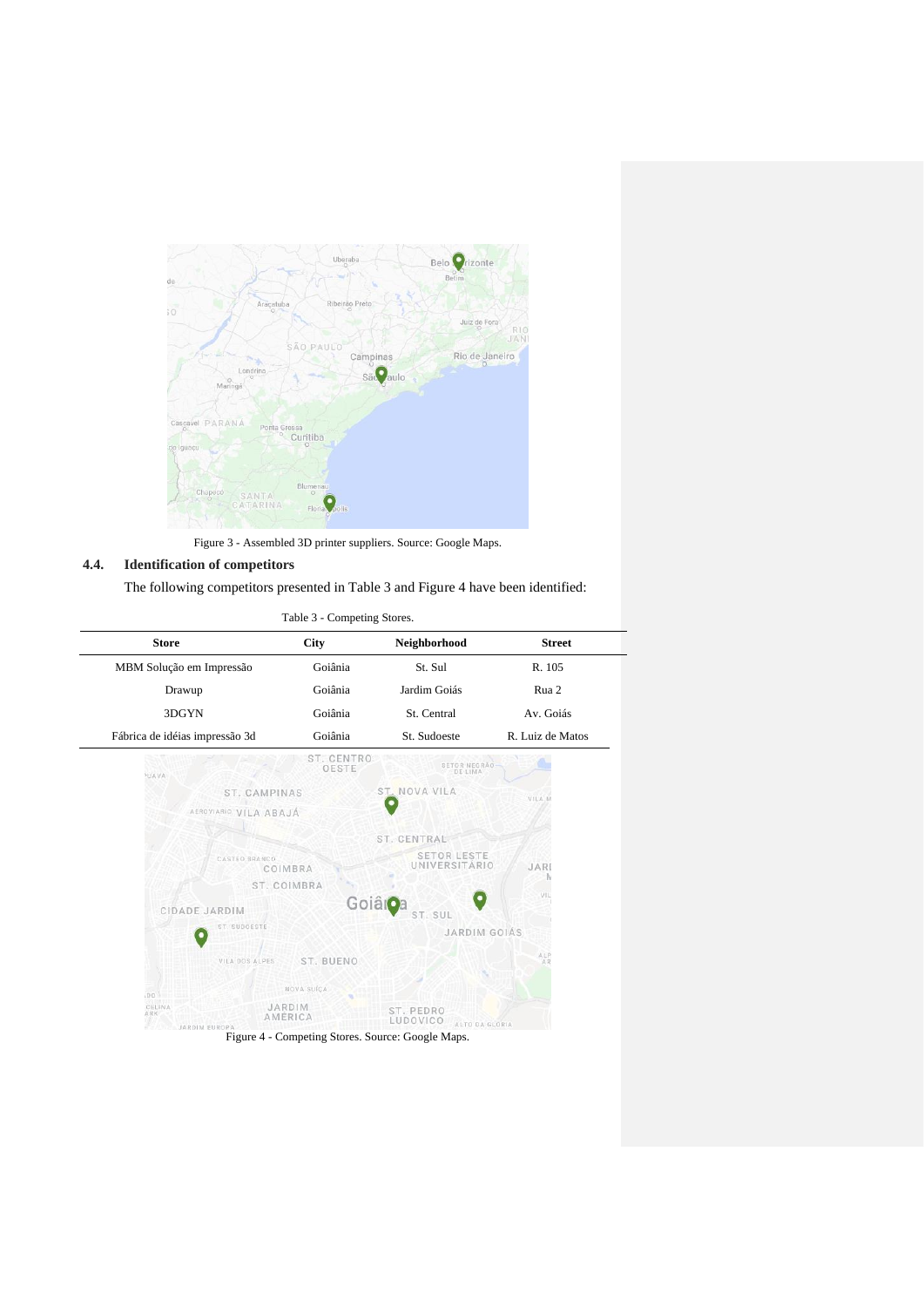Figure 3 - Assembled 3D printer suppliers. Source: Google Maps.

### 4.4. Identification of competitors

The following competitors presented in Table 3 and Figure 4 have been identified:

Table 3 - Competing Stores.

| Store | City | Neighborhood | Street |
| --- | --- | --- | --- |
| MBM Solução em Impressão | Goiânia | St. Sul | R. 105 |
| Drawup | Goiânia | Jardim Goiás | Rua 2 |
| 3DGYN | Goiânia | St. Central | Av. Goiás |
| Fábrica de idéias impressão 3d | Goiânia | St. Sudoeste | R. Luiz de Matos |

Figure 4 - Competing Stores. Source: Google Maps.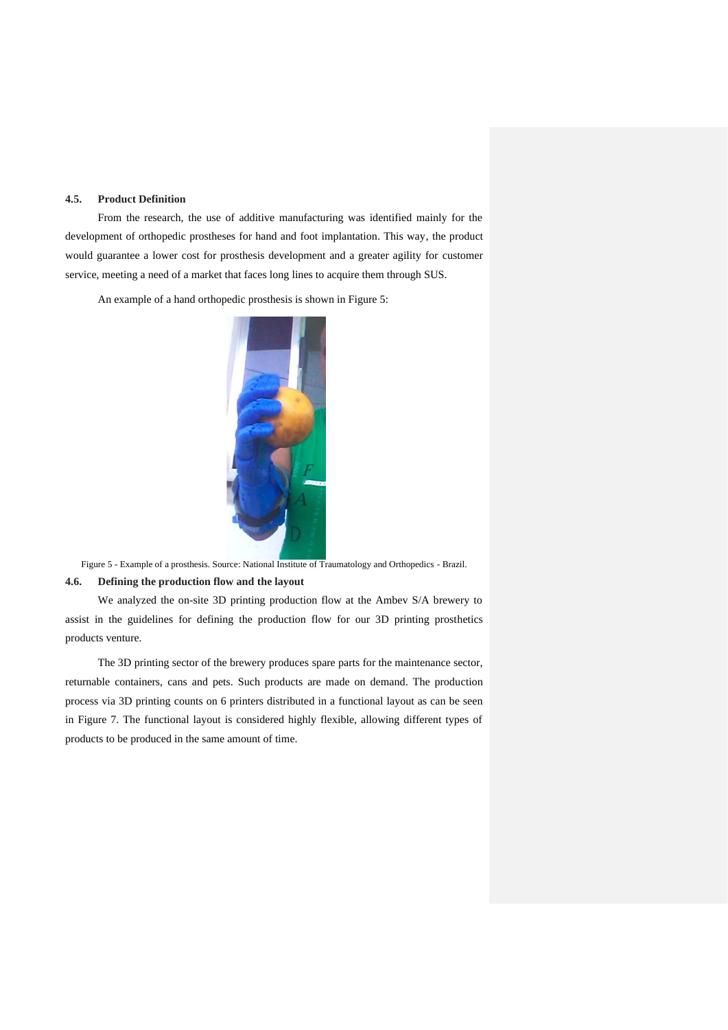### 4.5. Product Definition

From the research, the use of additive manufacturing was identified mainly for the development of orthopedic prostheses for hand and foot implantation. This way, the product would guarantee a lower cost for prosthesis development and a greater agility for customer service, meeting a need of a market that faces long lines to acquire them through SUS.

An example of a hand orthopedic prosthesis is shown in Figure 5:

Figure 5 - Example of a prosthesis. Source: National Institute of Traumatology and Orthopedics - Brazil.

### 4.6. Defining the production flow and the layout

We analyzed the on-site 3D printing production flow at the Ambev S/A brewery to assist in the guidelines for defining the production flow for our 3D printing prosthetics products venture.

The 3D printing sector of the brewery produces spare parts for the maintenance sector, returnable containers, cans and pets. Such products are made on demand. The production process via 3D printing counts on 6 printers distributed in a functional layout as can be seen in Figure 7. The functional layout is considered highly flexible, allowing different types of products to be produced in the same amount of time.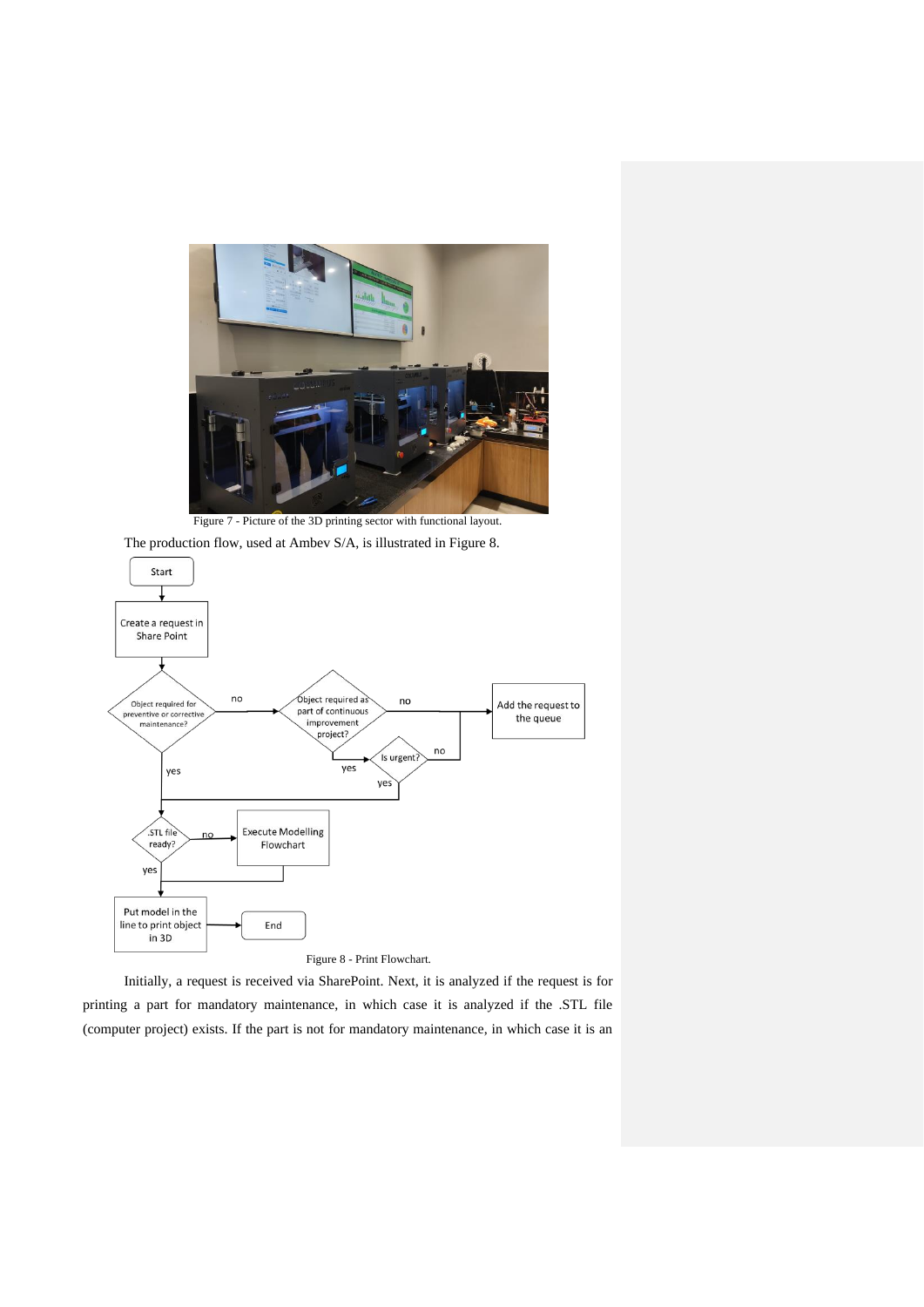Figure 7 - Picture of the 3D printing sector with functional layout.

The production flow, used at Ambev S/A, is illustrated in Figure 8.

Figure 8 - Print Flowchart.

Initially, a request is received via SharePoint. Next, it is analyzed if the request is for printing a part for mandatory maintenance, in which case it is analyzed if the .STL file (computer project) exists. If the part is not for mandatory maintenance, in which case it is an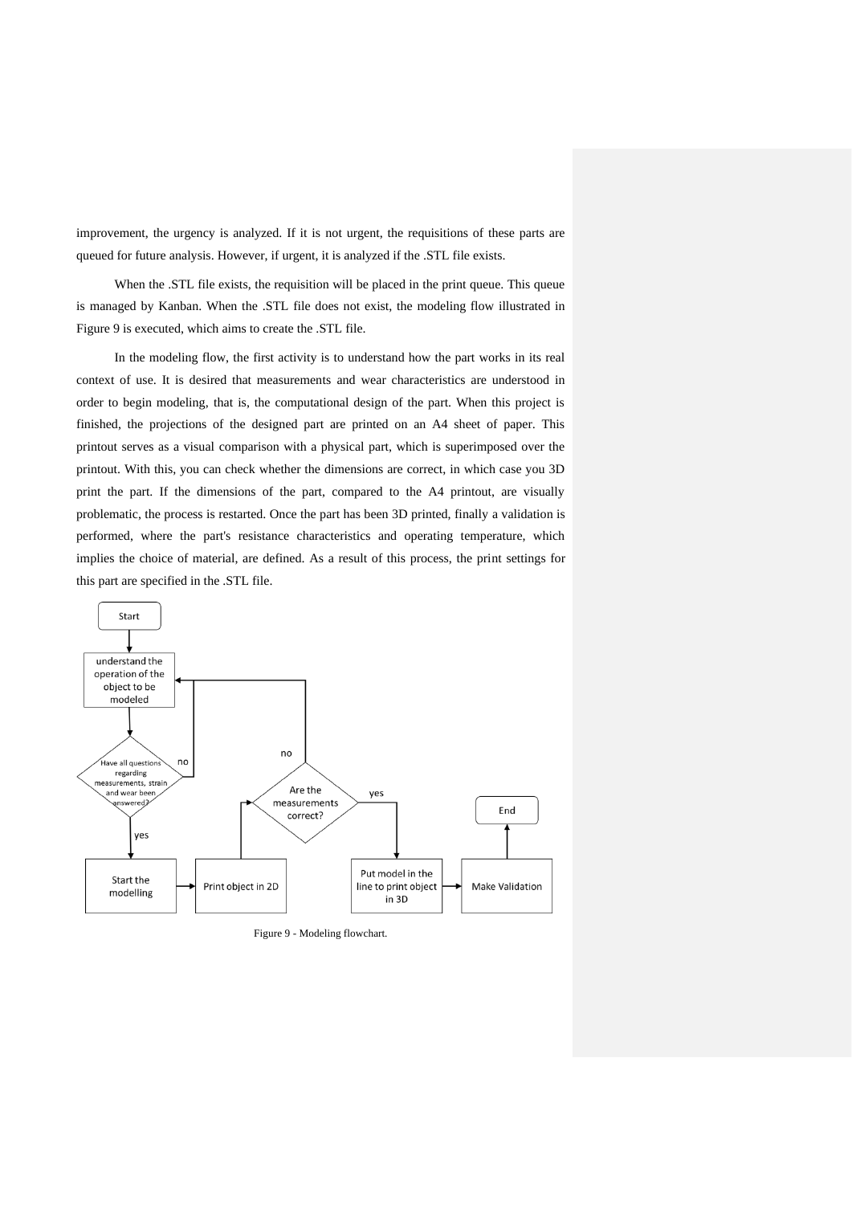improvement, the urgency is analyzed. If it is not urgent, the requisitions of these parts are queued for future analysis. However, if urgent, it is analyzed if the .STL file exists.

When the .STL file exists, the requisition will be placed in the print queue. This queue is managed by Kanban. When the .STL file does not exist, the modeling flow illustrated in Figure 9 is executed, which aims to create the .STL file.

In the modeling flow, the first activity is to understand how the part works in its real context of use. It is desired that measurements and wear characteristics are understood in order to begin modeling, that is, the computational design of the part. When this project is finished, the projections of the designed part are printed on an A4 sheet of paper. This printout serves as a visual comparison with a physical part, which is superimposed over the printout. With this, you can check whether the dimensions are correct, in which case you 3D print the part. If the dimensions of the part, compared to the A4 printout, are visually problematic, the process is restarted. Once the part has been 3D printed, finally a validation is performed, where the part's resistance characteristics and operating temperature, which implies the choice of material, are defined. As a result of this process, the print settings for this part are specified in the .STL file.

Start

understand the operation of the object to be modeled

Have all questions regarding measurements, strain and wear been answered?

no

yes

Start the modelling

Print object in 2D

Are the measurements correct?

no

yes

Put model in the line to print object in 3D

Make Validation

End

Figure 9 - Modeling flowchart.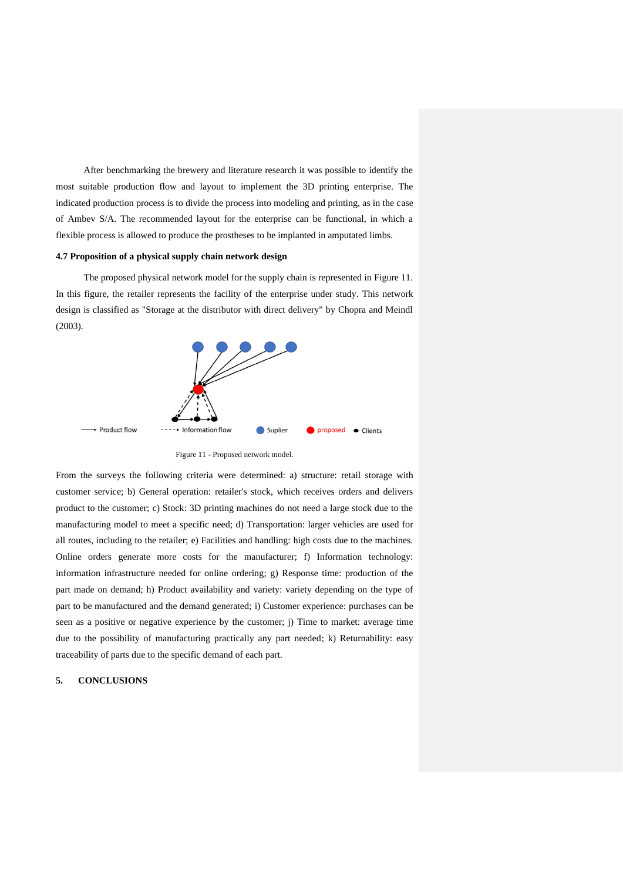After benchmarking the brewery and literature research it was possible to identify the most suitable production flow and layout to implement the 3D printing enterprise. The indicated production process is to divide the process into modeling and printing, as in the case of Ambev S/A. The recommended layout for the enterprise can be functional, in which a flexible process is allowed to produce the prostheses to be implanted in amputated limbs.

### 4.7 Proposition of a physical supply chain network design

The proposed physical network model for the supply chain is represented in Figure 11. In this figure, the retailer represents the facility of the enterprise under study. This network design is classified as "Storage at the distributor with direct delivery" by Chopra and Meindl (2003).

Figure 11 - Proposed network model.

From the surveys the following criteria were determined: a) structure: retail storage with customer service; b) General operation: retailer's stock, which receives orders and delivers product to the customer; c) Stock: 3D printing machines do not need a large stock due to the manufacturing model to meet a specific need; d) Transportation: larger vehicles are used for all routes, including to the retailer; e) Facilities and handling: high costs due to the machines. Online orders generate more costs for the manufacturer; f) Information technology: information infrastructure needed for online ordering; g) Response time: production of the part made on demand; h) Product availability and variety: variety depending on the type of part to be manufactured and the demand generated; i) Customer experience: purchases can be seen as a positive or negative experience by the customer; j) Time to market: average time due to the possibility of manufacturing practically any part needed; k) Returnability: easy traceability of parts due to the specific demand of each part.

## 5. CONCLUSIONS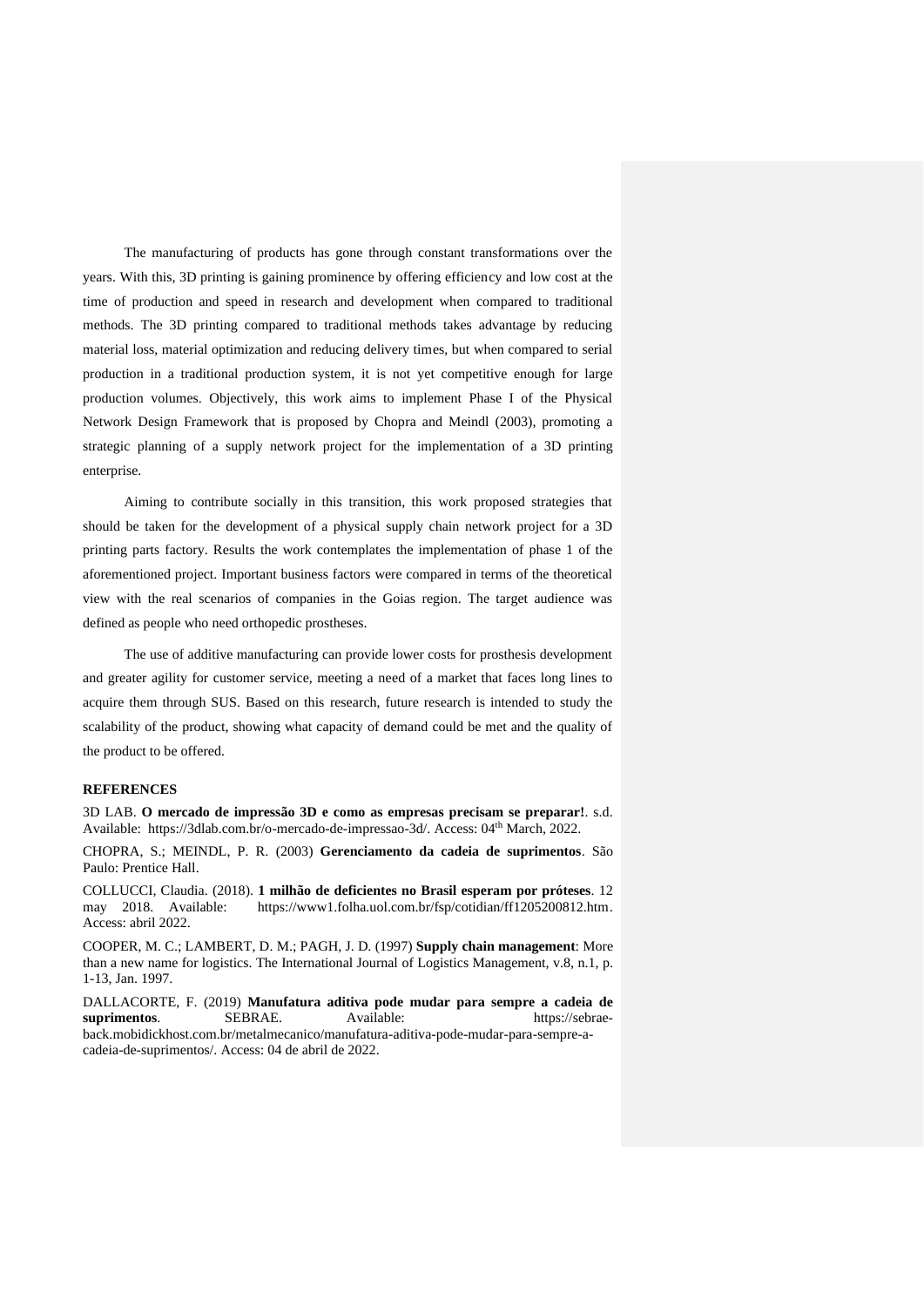The manufacturing of products has gone through constant transformations over the years. With this, 3D printing is gaining prominence by offering efficiency and low cost at the time of production and speed in research and development when compared to traditional methods. The 3D printing compared to traditional methods takes advantage by reducing material loss, material optimization and reducing delivery times, but when compared to serial production in a traditional production system, it is not yet competitive enough for large production volumes. Objectively, this work aims to implement Phase I of the Physical Network Design Framework that is proposed by Chopra and Meindl (2003), promoting a strategic planning of a supply network project for the implementation of a 3D printing enterprise.

Aiming to contribute socially in this transition, this work proposed strategies that should be taken for the development of a physical supply chain network project for a 3D printing parts factory. Results the work contemplates the implementation of phase 1 of the aforementioned project. Important business factors were compared in terms of the theoretical view with the real scenarios of companies in the Goias region. The target audience was defined as people who need orthopedic prostheses.

The use of additive manufacturing can provide lower costs for prosthesis development and greater agility for customer service, meeting a need of a market that faces long lines to acquire them through SUS. Based on this research, future research is intended to study the scalability of the product, showing what capacity of demand could be met and the quality of the product to be offered.

**REFERENCES**

3D LAB. **O mercado de impressão 3D e como as empresas precisam se preparar!**. s.d. Available: https://3dlab.com.br/o-mercado-de-impressao-3d/. Access: 04th March, 2022.

CHOPRA, S.; MEINDL, P. R. (2003) **Gerenciamento da cadeia de suprimentos**. São Paulo: Prentice Hall.

COLLUCCI, Claudia. (2018). **1 milhão de deficientes no Brasil esperam por próteses**. 12 may 2018. Available: https://www1.folha.uol.com.br/fsp/cotidian/ff1205200812.htm. Access: abril 2022.

COOPER, M. C.; LAMBERT, D. M.; PAGH, J. D. (1997) **Supply chain management**: More than a new name for logistics. The International Journal of Logistics Management, v.8, n.1, p. 1-13, Jan. 1997.

DALLACORTE, F. (2019) **Manufatura aditiva pode mudar para sempre a cadeia de suprimentos**. SEBRAE. Available: https://sebrae-back.mobidickhost.com.br/metalmecanico/manufatura-aditiva-pode-mudar-para-sempre-a-cadeia-de-suprimentos/. Access: 04 de abril de 2022.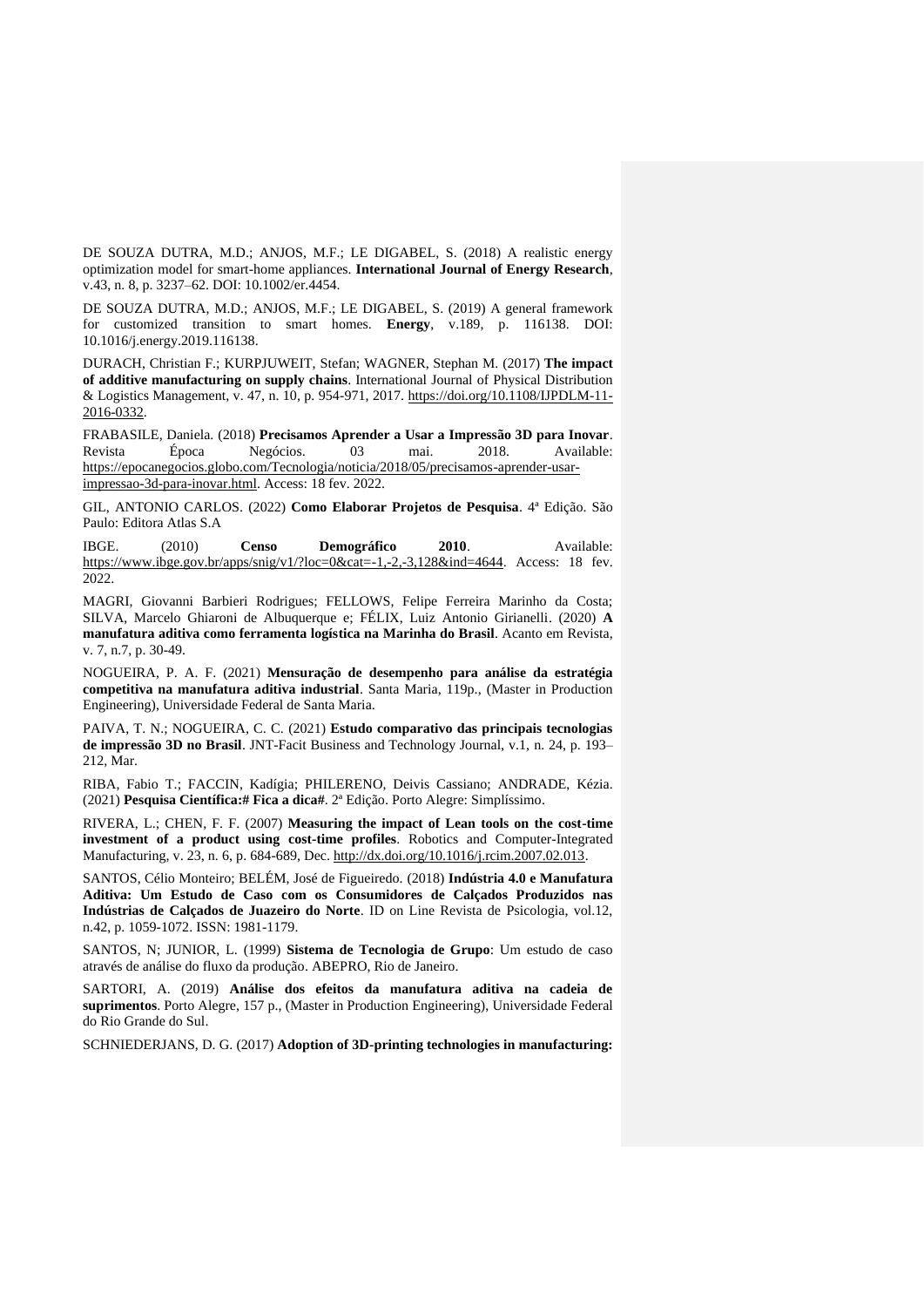DE SOUZA DUTRA, M.D.; ANJOS, M.F.; LE DIGABEL, S. (2018) A realistic energy optimization model for smart-home appliances. **International Journal of Energy Research**, v.43, n. 8, p. 3237–62. DOI: 10.1002/er.4454.

DE SOUZA DUTRA, M.D.; ANJOS, M.F.; LE DIGABEL, S. (2019) A general framework for customized transition to smart homes. **Energy**, v.189, p. 116138. DOI: 10.1016/j.energy.2019.116138.

DURACH, Christian F.; KURPJUWEIT, Stefan; WAGNER, Stephan M. (2017) **The impact of additive manufacturing on supply chains**. International Journal of Physical Distribution & Logistics Management, v. 47, n. 10, p. 954-971, 2017. https://doi.org/10.1108/IJPDLM-11-2016-0332.

FRABASILE, Daniela. (2018) **Precisamos Aprender a Usar a Impressão 3D para Inovar**. Revista Época Negócios. 03 mai. 2018. Available: https://epocanegocios.globo.com/Tecnologia/noticia/2018/05/precisamos-aprender-usar-impressao-3d-para-inovar.html. Access: 18 fev. 2022.

GIL, ANTONIO CARLOS. (2022) **Como Elaborar Projetos de Pesquisa**. 4ª Edição. São Paulo: Editora Atlas S.A

IBGE. (2010) **Censo Demográfico 2010**. Available: https://www.ibge.gov.br/apps/snig/v1/?loc=0&cat=-1,-2,-3,128&ind=4644. Access: 18 fev. 2022.

MAGRI, Giovanni Barbieri Rodrigues; FELLOWS, Felipe Ferreira Marinho da Costa; SILVA, Marcelo Ghiaroni de Albuquerque e; FÉLIX, Luiz Antonio Girianelli. (2020) **A manufatura aditiva como ferramenta logística na Marinha do Brasil**. Acanto em Revista, v. 7, n.7, p. 30-49.

NOGUEIRA, P. A. F. (2021) **Mensuração de desempenho para análise da estratégia competitiva na manufatura aditiva industrial**. Santa Maria, 119p., (Master in Production Engineering), Universidade Federal de Santa Maria.

PAIVA, T. N.; NOGUEIRA, C. C. (2021) **Estudo comparativo das principais tecnologias de impressão 3D no Brasil**. JNT-Facit Business and Technology Journal, v.1, n. 24, p. 193–212, Mar.

RIBA, Fabio T.; FACCIN, Kadígia; PHILERENO, Deivis Cassiano; ANDRADE, Kézia. (2021) **Pesquisa Científica:# Fica a dica#**. 2ª Edição. Porto Alegre: Simplíssimo.

RIVERA, L.; CHEN, F. F. (2007) **Measuring the impact of Lean tools on the cost-time investment of a product using cost-time profiles**. Robotics and Computer-Integrated Manufacturing, v. 23, n. 6, p. 684-689, Dec. http://dx.doi.org/10.1016/j.rcim.2007.02.013.

SANTOS, Célio Monteiro; BELÉM, José de Figueiredo. (2018) **Indústria 4.0 e Manufatura Aditiva: Um Estudo de Caso com os Consumidores de Calçados Produzidos nas Indústrias de Calçados de Juazeiro do Norte**. ID on Line Revista de Psicologia, vol.12, n.42, p. 1059-1072. ISSN: 1981-1179.

SANTOS, N; JUNIOR, L. (1999) **Sistema de Tecnologia de Grupo**: Um estudo de caso através de análise do fluxo da produção. ABEPRO, Rio de Janeiro.

SARTORI, A. (2019) **Análise dos efeitos da manufatura aditiva na cadeia de suprimentos**. Porto Alegre, 157 p., (Master in Production Engineering), Universidade Federal do Rio Grande do Sul.

SCHNIEDERJANS, D. G. (2017) **Adoption of 3D-printing technologies in manufacturing:**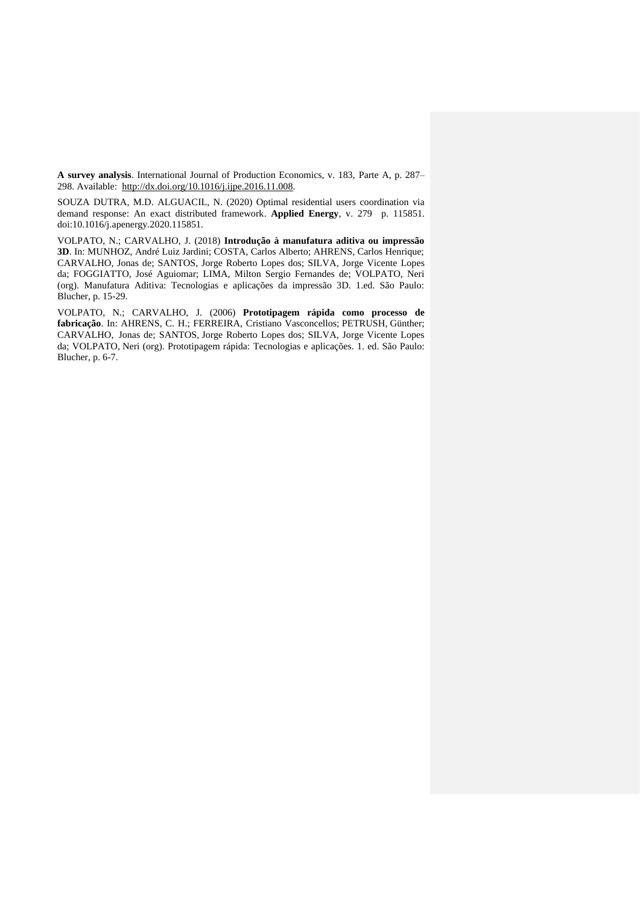**A survey analysis**. International Journal of Production Economics, v. 183, Parte A, p. 287–298. Available: http://dx.doi.org/10.1016/j.ijpe.2016.11.008.

SOUZA DUTRA, M.D. ALGUACIL, N. (2020) Optimal residential users coordination via demand response: An exact distributed framework. **Applied Energy**, v. 279 p. 115851. doi:10.1016/j.apenergy.2020.115851.

VOLPATO, N.; CARVALHO, J. (2018) **Introdução à manufatura aditiva ou impressão 3D**. In: MUNHOZ, André Luiz Jardini; COSTA, Carlos Alberto; AHRENS, Carlos Henrique; CARVALHO, Jonas de; SANTOS, Jorge Roberto Lopes dos; SILVA, Jorge Vicente Lopes da; FOGGIATTO, José Aguiomar; LIMA, Milton Sergio Fernandes de; VOLPATO, Neri (org). Manufatura Aditiva: Tecnologias e aplicações da impressão 3D. 1.ed. São Paulo: Blucher, p. 15-29.

VOLPATO, N.; CARVALHO, J. (2006) **Prototipagem rápida como processo de fabricação**. In: AHRENS, C. H.; FERREIRA, Cristiano Vasconcellos; PETRUSH, Günther; CARVALHO, Jonas de; SANTOS, Jorge Roberto Lopes dos; SILVA, Jorge Vicente Lopes da; VOLPATO, Neri (org). Prototipagem rápida: Tecnologias e aplicações. 1. ed. São Paulo: Blucher, p. 6-7.